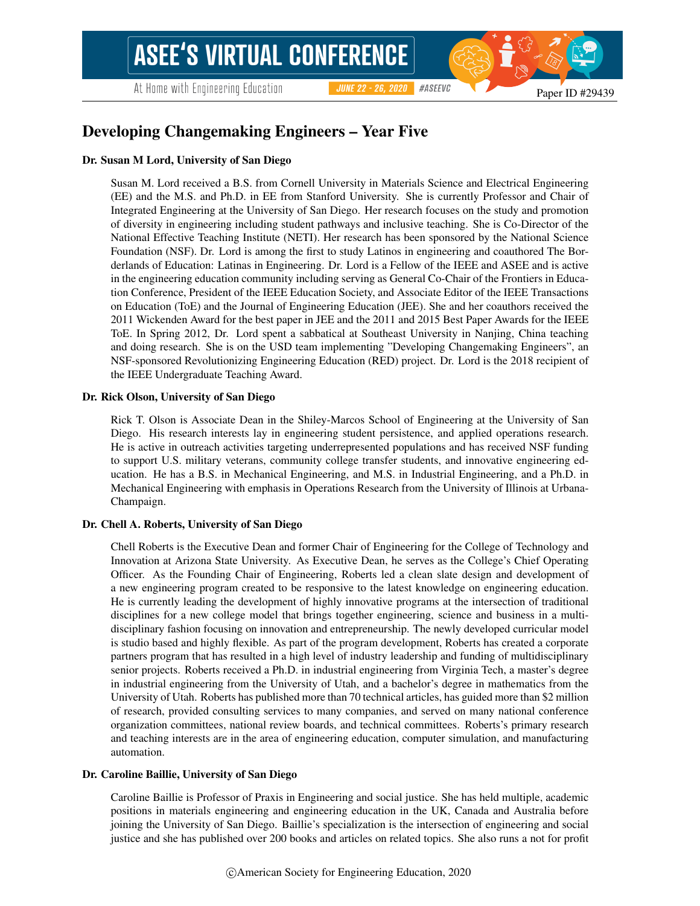# Developing Changemaking Engineers – Year Five

**Dr. Susan M Lord, University of San Diego**

Susan M. Lord received a B.S. from Cornell University in Materials Science and Electrical Engineering (EE) and the M.S. and Ph.D. in EE from Stanford University. She is currently Professor and Chair of Integrated Engineering at the University of San Diego. Her research focuses on the study and promotion of diversity in engineering including student pathways and inclusive teaching. She is Co-Director of the National Effective Teaching Institute (NETI). Her research has been sponsored by the National Science Foundation (NSF). Dr. Lord is among the first to study Latinos in engineering and coauthored The Borderlands of Education: Latinas in Engineering. Dr. Lord is a Fellow of the IEEE and ASEE and is active in the engineering education community including serving as General Co-Chair of the Frontiers in Education Conference, President of the IEEE Education Society, and Associate Editor of the IEEE Transactions on Education (ToE) and the Journal of Engineering Education (JEE). She and her coauthors received the 2011 Wickenden Award for the best paper in JEE and the 2011 and 2015 Best Paper Awards for the IEEE ToE. In Spring 2012, Dr. Lord spent a sabbatical at Southeast University in Nanjing, China teaching and doing research. She is on the USD team implementing "Developing Changemaking Engineers", an NSF-sponsored Revolutionizing Engineering Education (RED) project. Dr. Lord is the 2018 recipient of the IEEE Undergraduate Teaching Award.

**Dr. Rick Olson, University of San Diego**

Rick T. Olson is Associate Dean in the Shiley-Marcos School of Engineering at the University of San Diego. His research interests lay in engineering student persistence, and applied operations research. He is active in outreach activities targeting underrepresented populations and has received NSF funding to support U.S. military veterans, community college transfer students, and innovative engineering education. He has a B.S. in Mechanical Engineering, and M.S. in Industrial Engineering, and a Ph.D. in Mechanical Engineering with emphasis in Operations Research from the University of Illinois at Urbana-Champaign.

**Dr. Chell A. Roberts, University of San Diego**

Chell Roberts is the Executive Dean and former Chair of Engineering for the College of Technology and Innovation at Arizona State University. As Executive Dean, he serves as the College's Chief Operating Officer. As the Founding Chair of Engineering, Roberts led a clean slate design and development of a new engineering program created to be responsive to the latest knowledge on engineering education. He is currently leading the development of highly innovative programs at the intersection of traditional disciplines for a new college model that brings together engineering, science and business in a multi-disciplinary fashion focusing on innovation and entrepreneurship. The newly developed curricular model is studio based and highly flexible. As part of the program development, Roberts has created a corporate partners program that has resulted in a high level of industry leadership and funding of multidisciplinary senior projects. Roberts received a Ph.D. in industrial engineering from Virginia Tech, a master's degree in industrial engineering from the University of Utah, and a bachelor's degree in mathematics from the University of Utah. Roberts has published more than 70 technical articles, has guided more than $2 million of research, provided consulting services to many companies, and served on many national conference organization committees, national review boards, and technical committees. Roberts's primary research and teaching interests are in the area of engineering education, computer simulation, and manufacturing automation.

**Dr. Caroline Baillie, University of San Diego**

Caroline Baillie is Professor of Praxis in Engineering and social justice. She has held multiple, academic positions in materials engineering and engineering education in the UK, Canada and Australia before joining the University of San Diego. Baillie's specialization is the intersection of engineering and social justice and she has published over 200 books and articles on related topics. She also runs a not for profit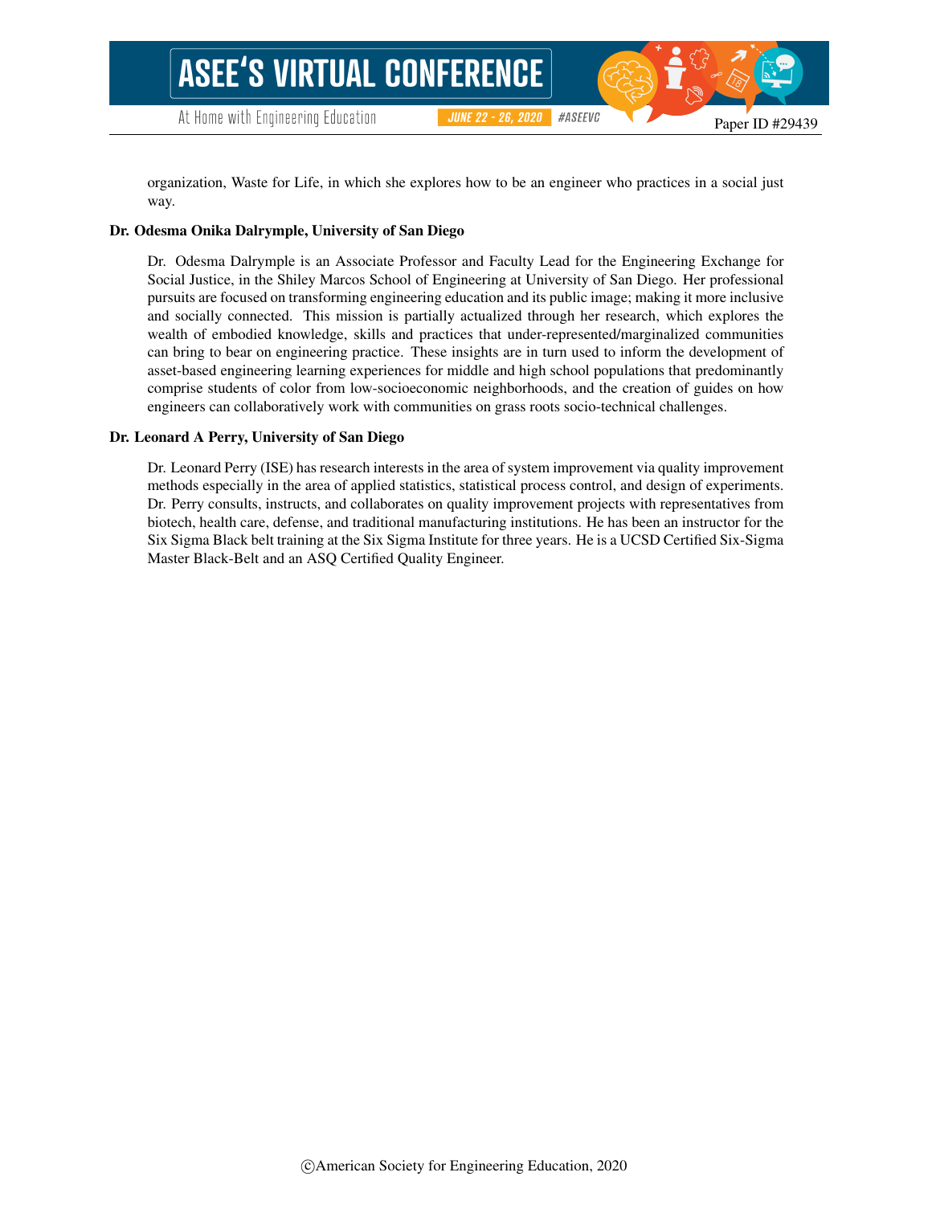organization, Waste for Life, in which she explores how to be an engineer who practices in a social just way.

**Dr. Odesma Onika Dalrymple, University of San Diego**

Dr. Odesma Dalrymple is an Associate Professor and Faculty Lead for the Engineering Exchange for Social Justice, in the Shiley Marcos School of Engineering at University of San Diego. Her professional pursuits are focused on transforming engineering education and its public image; making it more inclusive and socially connected. This mission is partially actualized through her research, which explores the wealth of embodied knowledge, skills and practices that under-represented/marginalized communities can bring to bear on engineering practice. These insights are in turn used to inform the development of asset-based engineering learning experiences for middle and high school populations that predominantly comprise students of color from low-socioeconomic neighborhoods, and the creation of guides on how engineers can collaboratively work with communities on grass roots socio-technical challenges.

**Dr. Leonard A Perry, University of San Diego**

Dr. Leonard Perry (ISE) has research interests in the area of system improvement via quality improvement methods especially in the area of applied statistics, statistical process control, and design of experiments. Dr. Perry consults, instructs, and collaborates on quality improvement projects with representatives from biotech, health care, defense, and traditional manufacturing institutions. He has been an instructor for the Six Sigma Black belt training at the Six Sigma Institute for three years. He is a UCSD Certified Six-Sigma Master Black-Belt and an ASQ Certified Quality Engineer.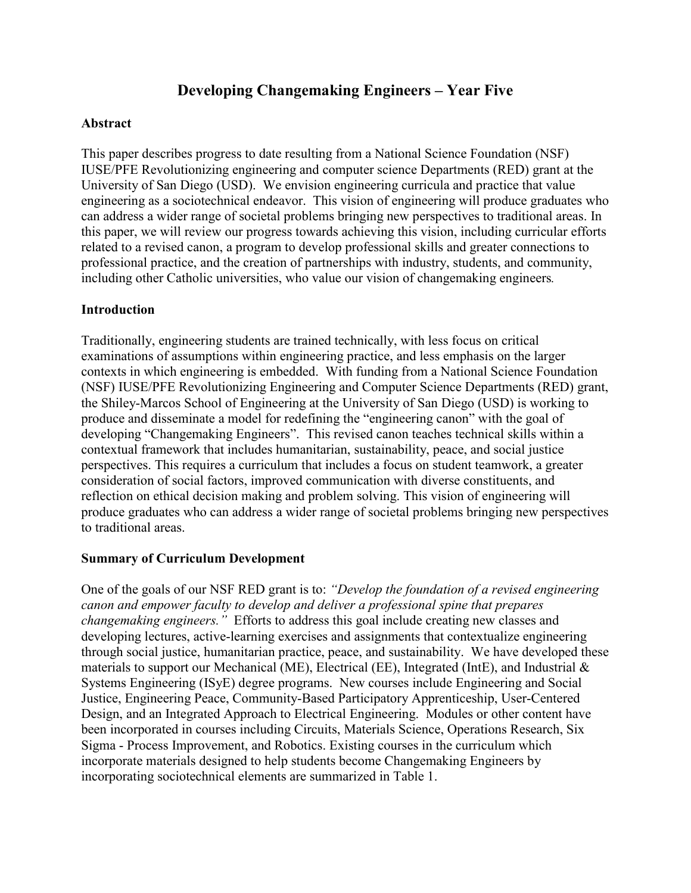# Developing Changemaking Engineers – Year Five

## Abstract

This paper describes progress to date resulting from a National Science Foundation (NSF) IUSE/PFE Revolutionizing engineering and computer science Departments (RED) grant at the University of San Diego (USD). We envision engineering curricula and practice that value engineering as a sociotechnical endeavor. This vision of engineering will produce graduates who can address a wider range of societal problems bringing new perspectives to traditional areas. In this paper, we will review our progress towards achieving this vision, including curricular efforts related to a revised canon, a program to develop professional skills and greater connections to professional practice, and the creation of partnerships with industry, students, and community, including other Catholic universities, who value our vision of changemaking engineers.

## Introduction

Traditionally, engineering students are trained technically, with less focus on critical examinations of assumptions within engineering practice, and less emphasis on the larger contexts in which engineering is embedded. With funding from a National Science Foundation (NSF) IUSE/PFE Revolutionizing Engineering and Computer Science Departments (RED) grant, the Shiley-Marcos School of Engineering at the University of San Diego (USD) is working to produce and disseminate a model for redefining the "engineering canon" with the goal of developing "Changemaking Engineers". This revised canon teaches technical skills within a contextual framework that includes humanitarian, sustainability, peace, and social justice perspectives. This requires a curriculum that includes a focus on student teamwork, a greater consideration of social factors, improved communication with diverse constituents, and reflection on ethical decision making and problem solving. This vision of engineering will produce graduates who can address a wider range of societal problems bringing new perspectives to traditional areas.

## Summary of Curriculum Development

One of the goals of our NSF RED grant is to: *"Develop the foundation of a revised engineering canon and empower faculty to develop and deliver a professional spine that prepares changemaking engineers."* Efforts to address this goal include creating new classes and developing lectures, active-learning exercises and assignments that contextualize engineering through social justice, humanitarian practice, peace, and sustainability. We have developed these materials to support our Mechanical (ME), Electrical (EE), Integrated (IntE), and Industrial & Systems Engineering (ISyE) degree programs. New courses include Engineering and Social Justice, Engineering Peace, Community-Based Participatory Apprenticeship, User-Centered Design, and an Integrated Approach to Electrical Engineering. Modules or other content have been incorporated in courses including Circuits, Materials Science, Operations Research, Six Sigma - Process Improvement, and Robotics. Existing courses in the curriculum which incorporate materials designed to help students become Changemaking Engineers by incorporating sociotechnical elements are summarized in Table 1.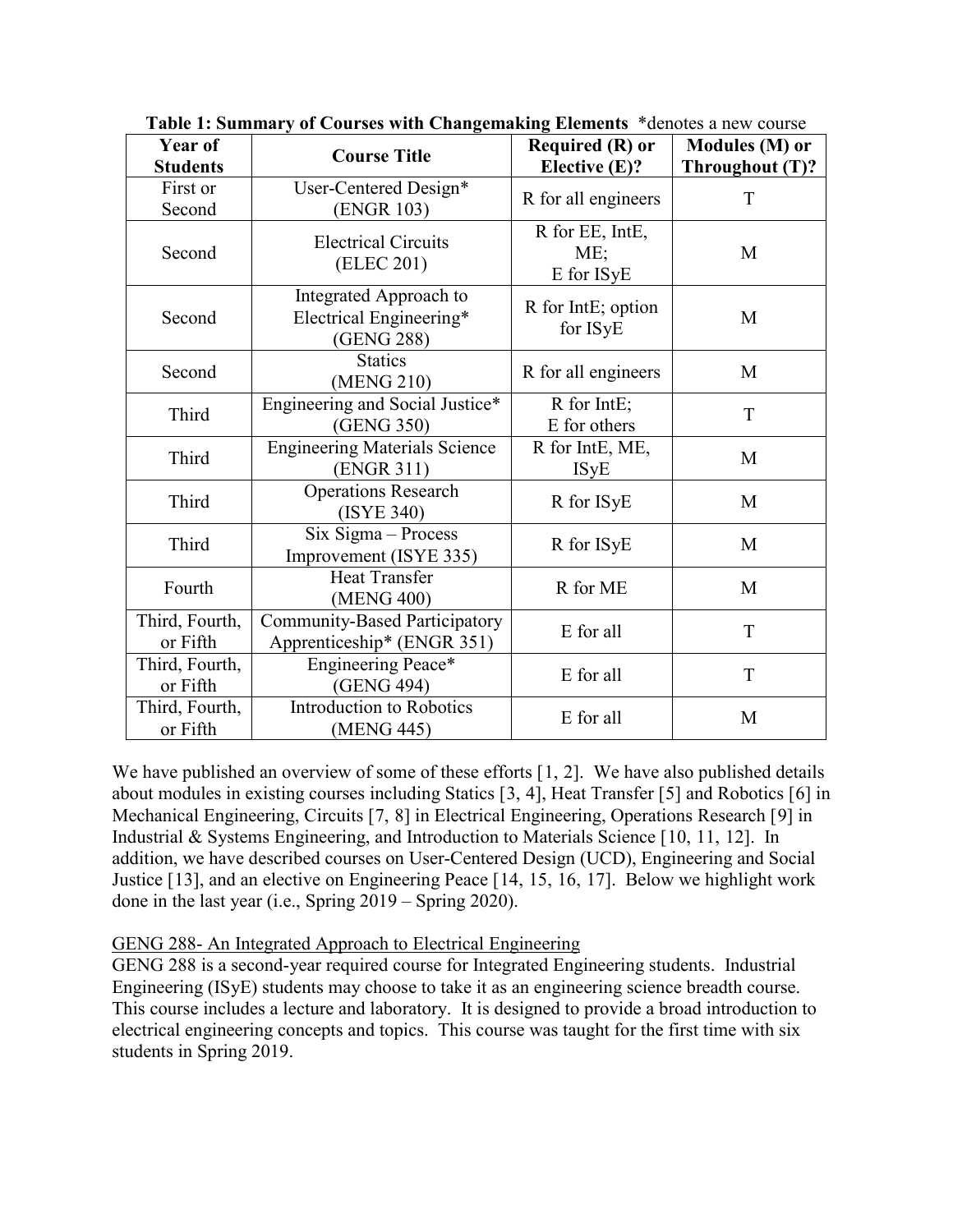**Table 1: Summary of Courses with Changemaking Elements** *denotes a new course

| Year of Students | Course Title | Required (R) or Elective (E)? | Modules (M) or Throughout (T)? |
|---|---|---|---|
| First or Second | User-Centered Design* (ENGR 103) | R for all engineers | T |
| Second | Electrical Circuits (ELEC 201) | R for EE, IntE, ME; E for ISyE | M |
| Second | Integrated Approach to Electrical Engineering* (GENG 288) | R for IntE; option for ISyE | M |
| Second | Statics (MENG 210) | R for all engineers | M |
| Third | Engineering and Social Justice* (GENG 350) | R for IntE; E for others | T |
| Third | Engineering Materials Science (ENGR 311) | R for IntE, ME, ISyE | M |
| Third | Operations Research (ISYE 340) | R for ISyE | M |
| Third | Six Sigma – Process Improvement (ISYE 335) | R for ISyE | M |
| Fourth | Heat Transfer (MENG 400) | R for ME | M |
| Third, Fourth, or Fifth | Community-Based Participatory Apprenticeship* (ENGR 351) | E for all | T |
| Third, Fourth, or Fifth | Engineering Peace* (GENG 494) | E for all | T |
| Third, Fourth, or Fifth | Introduction to Robotics (MENG 445) | E for all | M |

We have published an overview of some of these efforts [1, 2]. We have also published details about modules in existing courses including Statics [3, 4], Heat Transfer [5] and Robotics [6] in Mechanical Engineering, Circuits [7, 8] in Electrical Engineering, Operations Research [9] in Industrial & Systems Engineering, and Introduction to Materials Science [10, 11, 12]. In addition, we have described courses on User-Centered Design (UCD), Engineering and Social Justice [13], and an elective on Engineering Peace [14, 15, 16, 17]. Below we highlight work done in the last year (i.e., Spring 2019 – Spring 2020).

## GENG 288- An Integrated Approach to Electrical Engineering

GENG 288 is a second-year required course for Integrated Engineering students. Industrial Engineering (ISyE) students may choose to take it as an engineering science breadth course. This course includes a lecture and laboratory. It is designed to provide a broad introduction to electrical engineering concepts and topics. This course was taught for the first time with six students in Spring 2019.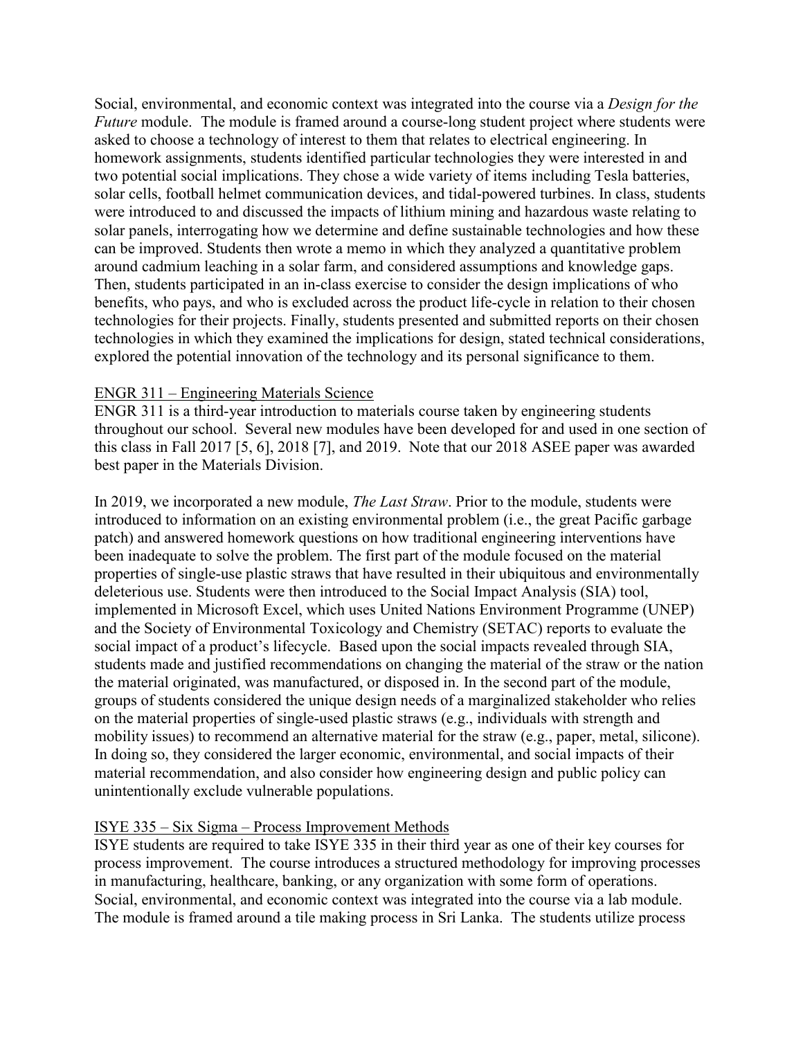Social, environmental, and economic context was integrated into the course via a *Design for the Future* module. The module is framed around a course-long student project where students were asked to choose a technology of interest to them that relates to electrical engineering. In homework assignments, students identified particular technologies they were interested in and two potential social implications. They chose a wide variety of items including Tesla batteries, solar cells, football helmet communication devices, and tidal-powered turbines. In class, students were introduced to and discussed the impacts of lithium mining and hazardous waste relating to solar panels, interrogating how we determine and define sustainable technologies and how these can be improved. Students then wrote a memo in which they analyzed a quantitative problem around cadmium leaching in a solar farm, and considered assumptions and knowledge gaps. Then, students participated in an in-class exercise to consider the design implications of who benefits, who pays, and who is excluded across the product life-cycle in relation to their chosen technologies for their projects. Finally, students presented and submitted reports on their chosen technologies in which they examined the implications for design, stated technical considerations, explored the potential innovation of the technology and its personal significance to them.

<u>ENGR 311 – Engineering Materials Science</u>

ENGR 311 is a third-year introduction to materials course taken by engineering students throughout our school. Several new modules have been developed for and used in one section of this class in Fall 2017 [5, 6], 2018 [7], and 2019. Note that our 2018 ASEE paper was awarded best paper in the Materials Division.

In 2019, we incorporated a new module, *The Last Straw*. Prior to the module, students were introduced to information on an existing environmental problem (i.e., the great Pacific garbage patch) and answered homework questions on how traditional engineering interventions have been inadequate to solve the problem. The first part of the module focused on the material properties of single-use plastic straws that have resulted in their ubiquitous and environmentally deleterious use. Students were then introduced to the Social Impact Analysis (SIA) tool, implemented in Microsoft Excel, which uses United Nations Environment Programme (UNEP) and the Society of Environmental Toxicology and Chemistry (SETAC) reports to evaluate the social impact of a product's lifecycle. Based upon the social impacts revealed through SIA, students made and justified recommendations on changing the material of the straw or the nation the material originated, was manufactured, or disposed in. In the second part of the module, groups of students considered the unique design needs of a marginalized stakeholder who relies on the material properties of single-used plastic straws (e.g., individuals with strength and mobility issues) to recommend an alternative material for the straw (e.g., paper, metal, silicone). In doing so, they considered the larger economic, environmental, and social impacts of their material recommendation, and also consider how engineering design and public policy can unintentionally exclude vulnerable populations.

<u>ISYE 335 – Six Sigma – Process Improvement Methods</u>

ISYE students are required to take ISYE 335 in their third year as one of their key courses for process improvement. The course introduces a structured methodology for improving processes in manufacturing, healthcare, banking, or any organization with some form of operations. Social, environmental, and economic context was integrated into the course via a lab module. The module is framed around a tile making process in Sri Lanka. The students utilize process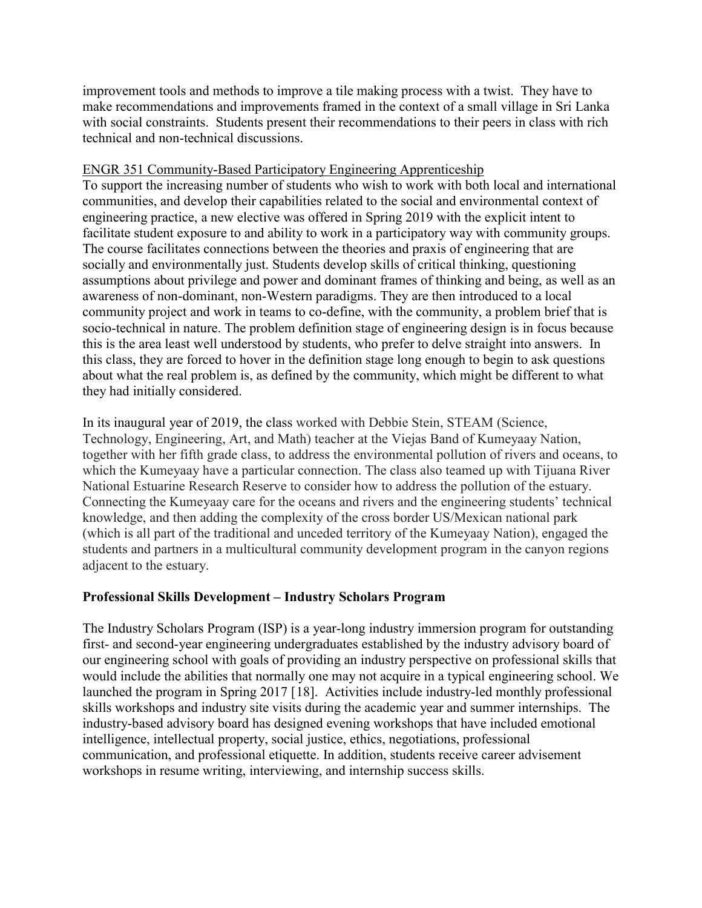improvement tools and methods to improve a tile making process with a twist. They have to make recommendations and improvements framed in the context of a small village in Sri Lanka with social constraints. Students present their recommendations to their peers in class with rich technical and non-technical discussions.

ENGR 351 Community-Based Participatory Engineering Apprenticeship

To support the increasing number of students who wish to work with both local and international communities, and develop their capabilities related to the social and environmental context of engineering practice, a new elective was offered in Spring 2019 with the explicit intent to facilitate student exposure to and ability to work in a participatory way with community groups. The course facilitates connections between the theories and praxis of engineering that are socially and environmentally just. Students develop skills of critical thinking, questioning assumptions about privilege and power and dominant frames of thinking and being, as well as an awareness of non-dominant, non-Western paradigms. They are then introduced to a local community project and work in teams to co-define, with the community, a problem brief that is socio-technical in nature. The problem definition stage of engineering design is in focus because this is the area least well understood by students, who prefer to delve straight into answers. In this class, they are forced to hover in the definition stage long enough to begin to ask questions about what the real problem is, as defined by the community, which might be different to what they had initially considered.

In its inaugural year of 2019, the class worked with Debbie Stein, STEAM (Science, Technology, Engineering, Art, and Math) teacher at the Viejas Band of Kumeyaay Nation, together with her fifth grade class, to address the environmental pollution of rivers and oceans, to which the Kumeyaay have a particular connection. The class also teamed up with Tijuana River National Estuarine Research Reserve to consider how to address the pollution of the estuary. Connecting the Kumeyaay care for the oceans and rivers and the engineering students' technical knowledge, and then adding the complexity of the cross border US/Mexican national park (which is all part of the traditional and unceded territory of the Kumeyaay Nation), engaged the students and partners in a multicultural community development program in the canyon regions adjacent to the estuary.

**Professional Skills Development – Industry Scholars Program**

The Industry Scholars Program (ISP) is a year-long industry immersion program for outstanding first- and second-year engineering undergraduates established by the industry advisory board of our engineering school with goals of providing an industry perspective on professional skills that would include the abilities that normally one may not acquire in a typical engineering school. We launched the program in Spring 2017 [18]. Activities include industry-led monthly professional skills workshops and industry site visits during the academic year and summer internships. The industry-based advisory board has designed evening workshops that have included emotional intelligence, intellectual property, social justice, ethics, negotiations, professional communication, and professional etiquette. In addition, students receive career advisement workshops in resume writing, interviewing, and internship success skills.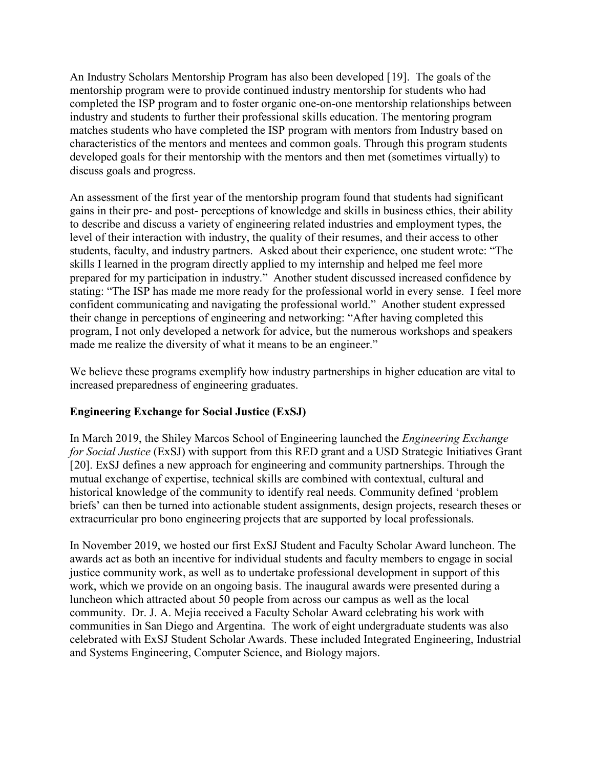An Industry Scholars Mentorship Program has also been developed [19]. The goals of the mentorship program were to provide continued industry mentorship for students who had completed the ISP program and to foster organic one-on-one mentorship relationships between industry and students to further their professional skills education. The mentoring program matches students who have completed the ISP program with mentors from Industry based on characteristics of the mentors and mentees and common goals. Through this program students developed goals for their mentorship with the mentors and then met (sometimes virtually) to discuss goals and progress.

An assessment of the first year of the mentorship program found that students had significant gains in their pre- and post- perceptions of knowledge and skills in business ethics, their ability to describe and discuss a variety of engineering related industries and employment types, the level of their interaction with industry, the quality of their resumes, and their access to other students, faculty, and industry partners. Asked about their experience, one student wrote: "The skills I learned in the program directly applied to my internship and helped me feel more prepared for my participation in industry." Another student discussed increased confidence by stating: "The ISP has made me more ready for the professional world in every sense. I feel more confident communicating and navigating the professional world." Another student expressed their change in perceptions of engineering and networking: "After having completed this program, I not only developed a network for advice, but the numerous workshops and speakers made me realize the diversity of what it means to be an engineer."

We believe these programs exemplify how industry partnerships in higher education are vital to increased preparedness of engineering graduates.

**Engineering Exchange for Social Justice (ExSJ)**

In March 2019, the Shiley Marcos School of Engineering launched the *Engineering Exchange for Social Justice* (ExSJ) with support from this RED grant and a USD Strategic Initiatives Grant [20]. ExSJ defines a new approach for engineering and community partnerships. Through the mutual exchange of expertise, technical skills are combined with contextual, cultural and historical knowledge of the community to identify real needs. Community defined 'problem briefs' can then be turned into actionable student assignments, design projects, research theses or extracurricular pro bono engineering projects that are supported by local professionals.

In November 2019, we hosted our first ExSJ Student and Faculty Scholar Award luncheon. The awards act as both an incentive for individual students and faculty members to engage in social justice community work, as well as to undertake professional development in support of this work, which we provide on an ongoing basis. The inaugural awards were presented during a luncheon which attracted about 50 people from across our campus as well as the local community. Dr. J. A. Mejia received a Faculty Scholar Award celebrating his work with communities in San Diego and Argentina. The work of eight undergraduate students was also celebrated with ExSJ Student Scholar Awards. These included Integrated Engineering, Industrial and Systems Engineering, Computer Science, and Biology majors.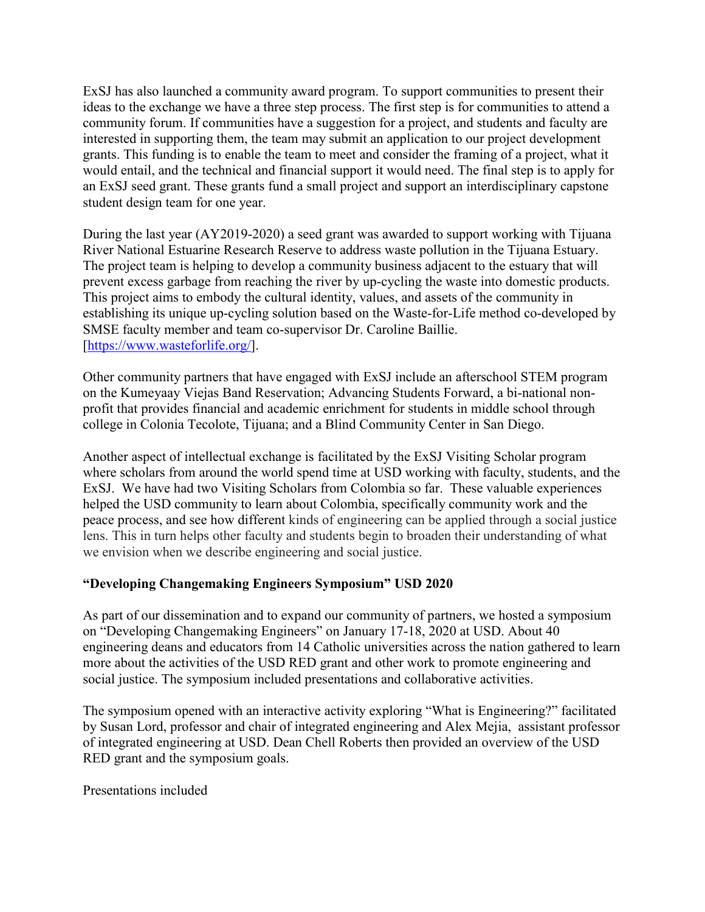ExSJ has also launched a community award program. To support communities to present their ideas to the exchange we have a three step process. The first step is for communities to attend a community forum. If communities have a suggestion for a project, and students and faculty are interested in supporting them, the team may submit an application to our project development grants. This funding is to enable the team to meet and consider the framing of a project, what it would entail, and the technical and financial support it would need. The final step is to apply for an ExSJ seed grant. These grants fund a small project and support an interdisciplinary capstone student design team for one year.

During the last year (AY2019-2020) a seed grant was awarded to support working with Tijuana River National Estuarine Research Reserve to address waste pollution in the Tijuana Estuary. The project team is helping to develop a community business adjacent to the estuary that will prevent excess garbage from reaching the river by up-cycling the waste into domestic products. This project aims to embody the cultural identity, values, and assets of the community in establishing its unique up-cycling solution based on the Waste-for-Life method co-developed by SMSE faculty member and team co-supervisor Dr. Caroline Baillie. [https://www.wasteforlife.org/].

Other community partners that have engaged with ExSJ include an afterschool STEM program on the Kumeyaay Viejas Band Reservation; Advancing Students Forward, a bi-national non-profit that provides financial and academic enrichment for students in middle school through college in Colonia Tecolote, Tijuana; and a Blind Community Center in San Diego.

Another aspect of intellectual exchange is facilitated by the ExSJ Visiting Scholar program where scholars from around the world spend time at USD working with faculty, students, and the ExSJ. We have had two Visiting Scholars from Colombia so far. These valuable experiences helped the USD community to learn about Colombia, specifically community work and the peace process, and see how different kinds of engineering can be applied through a social justice lens. This in turn helps other faculty and students begin to broaden their understanding of what we envision when we describe engineering and social justice.

**"Developing Changemaking Engineers Symposium" USD 2020**

As part of our dissemination and to expand our community of partners, we hosted a symposium on "Developing Changemaking Engineers" on January 17-18, 2020 at USD. About 40 engineering deans and educators from 14 Catholic universities across the nation gathered to learn more about the activities of the USD RED grant and other work to promote engineering and social justice. The symposium included presentations and collaborative activities.

The symposium opened with an interactive activity exploring "What is Engineering?" facilitated by Susan Lord, professor and chair of integrated engineering and Alex Mejia, assistant professor of integrated engineering at USD. Dean Chell Roberts then provided an overview of the USD RED grant and the symposium goals.

Presentations included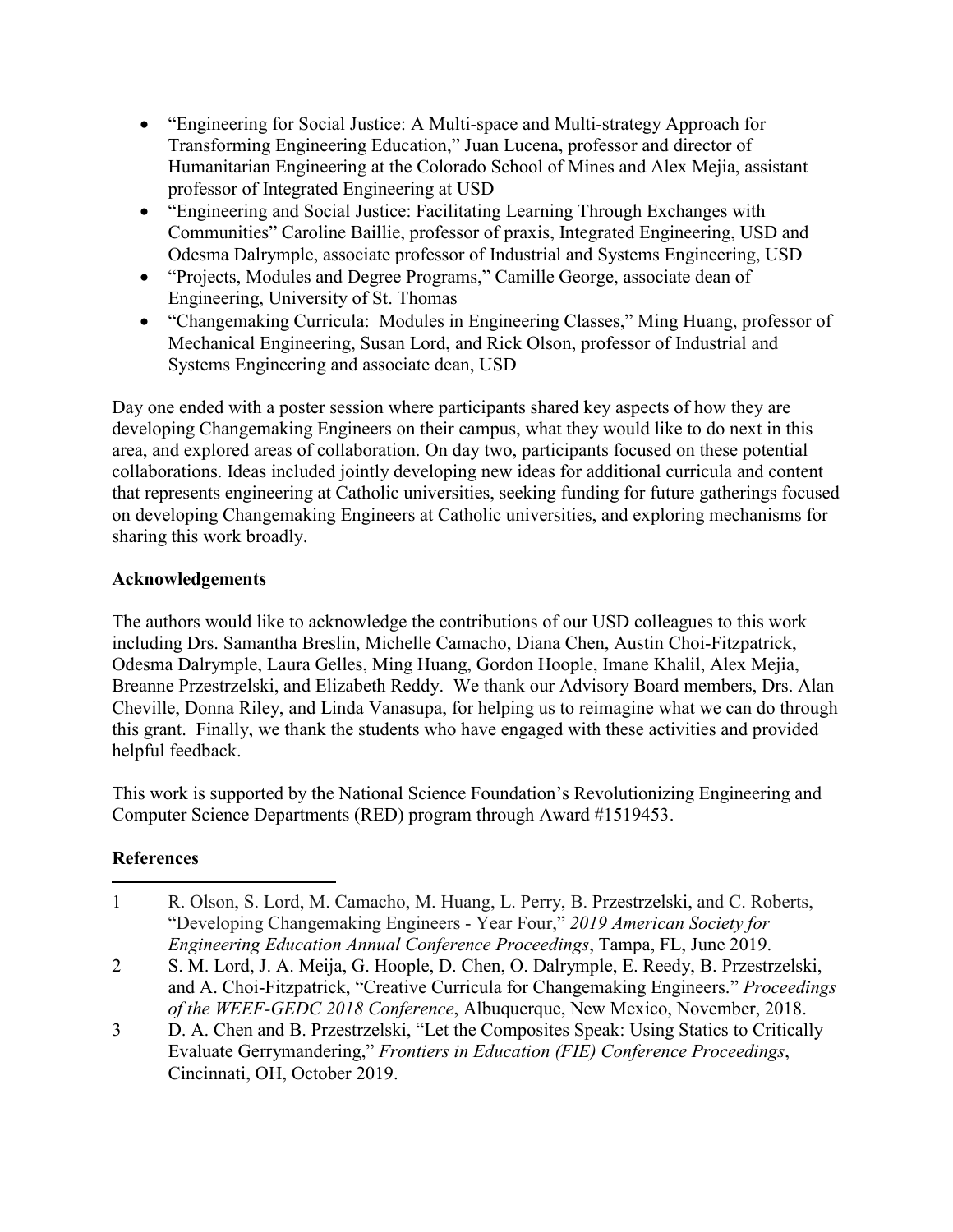- "Engineering for Social Justice: A Multi-space and Multi-strategy Approach for Transforming Engineering Education," Juan Lucena, professor and director of Humanitarian Engineering at the Colorado School of Mines and Alex Mejia, assistant professor of Integrated Engineering at USD
- "Engineering and Social Justice: Facilitating Learning Through Exchanges with Communities" Caroline Baillie, professor of praxis, Integrated Engineering, USD and Odesma Dalrymple, associate professor of Industrial and Systems Engineering, USD
- "Projects, Modules and Degree Programs," Camille George, associate dean of Engineering, University of St. Thomas
- "Changemaking Curricula: Modules in Engineering Classes," Ming Huang, professor of Mechanical Engineering, Susan Lord, and Rick Olson, professor of Industrial and Systems Engineering and associate dean, USD

Day one ended with a poster session where participants shared key aspects of how they are developing Changemaking Engineers on their campus, what they would like to do next in this area, and explored areas of collaboration. On day two, participants focused on these potential collaborations. Ideas included jointly developing new ideas for additional curricula and content that represents engineering at Catholic universities, seeking funding for future gatherings focused on developing Changemaking Engineers at Catholic universities, and exploring mechanisms for sharing this work broadly.

**Acknowledgements**

The authors would like to acknowledge the contributions of our USD colleagues to this work including Drs. Samantha Breslin, Michelle Camacho, Diana Chen, Austin Choi-Fitzpatrick, Odesma Dalrymple, Laura Gelles, Ming Huang, Gordon Hoople, Imane Khalil, Alex Mejia, Breanne Przestrzelski, and Elizabeth Reddy. We thank our Advisory Board members, Drs. Alan Cheville, Donna Riley, and Linda Vanasupa, for helping us to reimagine what we can do through this grant. Finally, we thank the students who have engaged with these activities and provided helpful feedback.

This work is supported by the National Science Foundation's Revolutionizing Engineering and Computer Science Departments (RED) program through Award #1519453.

**References**

1. R. Olson, S. Lord, M. Camacho, M. Huang, L. Perry, B. Przestrzelski, and C. Roberts, "Developing Changemaking Engineers - Year Four," *2019 American Society for Engineering Education Annual Conference Proceedings*, Tampa, FL, June 2019.
2. S. M. Lord, J. A. Meija, G. Hoople, D. Chen, O. Dalrymple, E. Reedy, B. Przestrzelski, and A. Choi-Fitzpatrick, "Creative Curricula for Changemaking Engineers." *Proceedings of the WEEF-GEDC 2018 Conference*, Albuquerque, New Mexico, November, 2018.
3. D. A. Chen and B. Przestrzelski, "Let the Composites Speak: Using Statics to Critically Evaluate Gerrymandering," *Frontiers in Education (FIE) Conference Proceedings*, Cincinnati, OH, October 2019.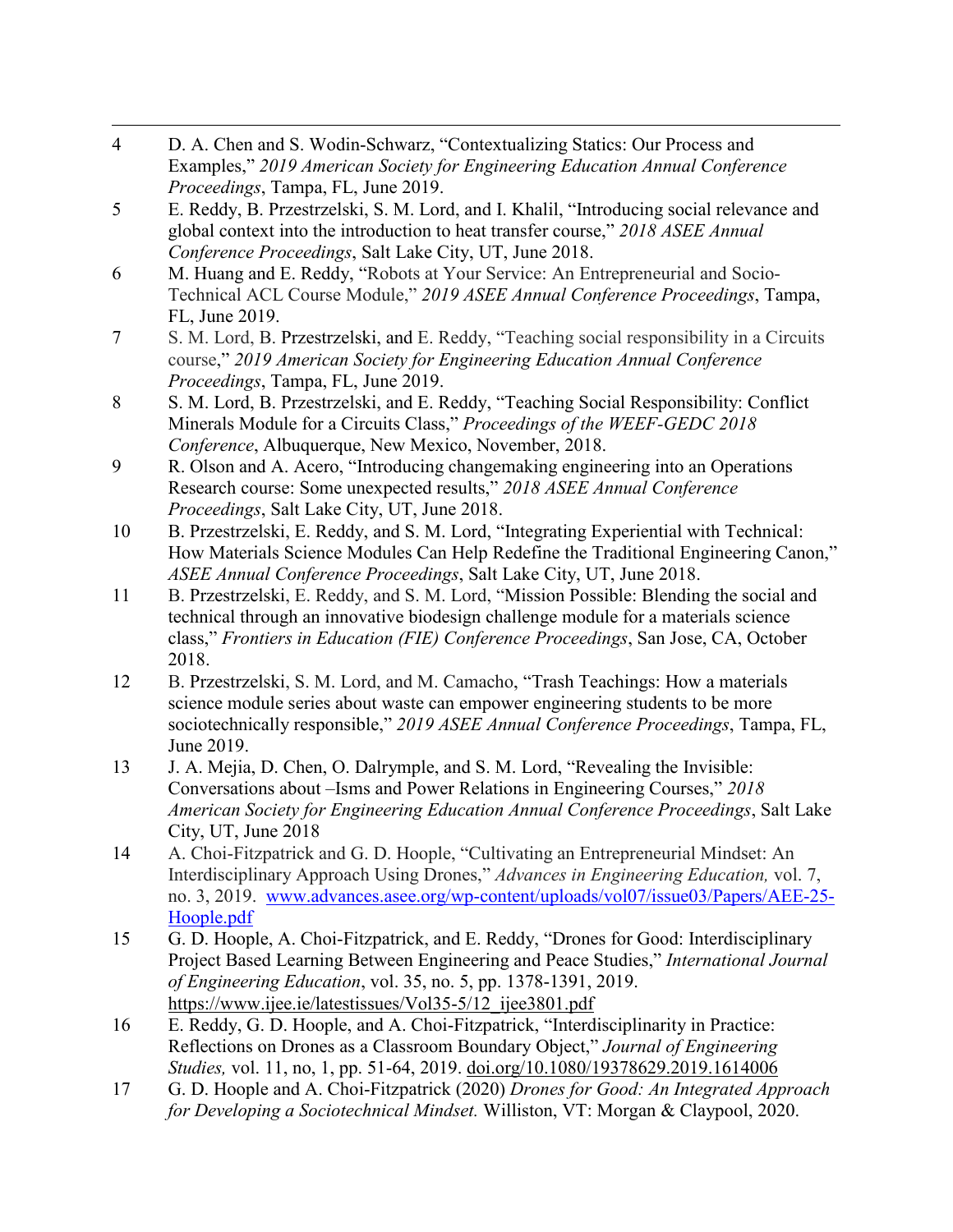4 D. A. Chen and S. Wodin-Schwarz, "Contextualizing Statics: Our Process and Examples," *2019 American Society for Engineering Education Annual Conference Proceedings*, Tampa, FL, June 2019.

5 E. Reddy, B. Przestrzelski, S. M. Lord, and I. Khalil, "Introducing social relevance and global context into the introduction to heat transfer course," *2018 ASEE Annual Conference Proceedings*, Salt Lake City, UT, June 2018.

6 M. Huang and E. Reddy, "Robots at Your Service: An Entrepreneurial and Socio-Technical ACL Course Module," *2019 ASEE Annual Conference Proceedings*, Tampa, FL, June 2019.

7 S. M. Lord, B. Przestrzelski, and E. Reddy, "Teaching social responsibility in a Circuits course," *2019 American Society for Engineering Education Annual Conference Proceedings*, Tampa, FL, June 2019.

8 S. M. Lord, B. Przestrzelski, and E. Reddy, "Teaching Social Responsibility: Conflict Minerals Module for a Circuits Class," *Proceedings of the WEEF-GEDC 2018 Conference*, Albuquerque, New Mexico, November, 2018.

9 R. Olson and A. Acero, "Introducing changemaking engineering into an Operations Research course: Some unexpected results," *2018 ASEE Annual Conference Proceedings*, Salt Lake City, UT, June 2018.

10 B. Przestrzelski, E. Reddy, and S. M. Lord, "Integrating Experiential with Technical: How Materials Science Modules Can Help Redefine the Traditional Engineering Canon," *ASEE Annual Conference Proceedings*, Salt Lake City, UT, June 2018.

11 B. Przestrzelski, E. Reddy, and S. M. Lord, "Mission Possible: Blending the social and technical through an innovative biodesign challenge module for a materials science class," *Frontiers in Education (FIE) Conference Proceedings*, San Jose, CA, October 2018.

12 B. Przestrzelski, S. M. Lord, and M. Camacho, "Trash Teachings: How a materials science module series about waste can empower engineering students to be more sociotechnically responsible," *2019 ASEE Annual Conference Proceedings*, Tampa, FL, June 2019.

13 J. A. Mejia, D. Chen, O. Dalrymple, and S. M. Lord, "Revealing the Invisible: Conversations about –Isms and Power Relations in Engineering Courses," *2018 American Society for Engineering Education Annual Conference Proceedings*, Salt Lake City, UT, June 2018

14 A. Choi-Fitzpatrick and G. D. Hoople, "Cultivating an Entrepreneurial Mindset: An Interdisciplinary Approach Using Drones," *Advances in Engineering Education,* vol. 7, no. 3, 2019. www.advances.asee.org/wp-content/uploads/vol07/issue03/Papers/AEE-25-Hoople.pdf

15 G. D. Hoople, A. Choi-Fitzpatrick, and E. Reddy, "Drones for Good: Interdisciplinary Project Based Learning Between Engineering and Peace Studies," *International Journal of Engineering Education*, vol. 35, no. 5, pp. 1378-1391, 2019. https://www.ijee.ie/latestissues/Vol35-5/12_ijee3801.pdf

16 E. Reddy, G. D. Hoople, and A. Choi-Fitzpatrick, "Interdisciplinarity in Practice: Reflections on Drones as a Classroom Boundary Object," *Journal of Engineering Studies,* vol. 11, no, 1, pp. 51-64, 2019. doi.org/10.1080/19378629.2019.1614006

17 G. D. Hoople and A. Choi-Fitzpatrick (2020) *Drones for Good: An Integrated Approach for Developing a Sociotechnical Mindset.* Williston, VT: Morgan & Claypool, 2020.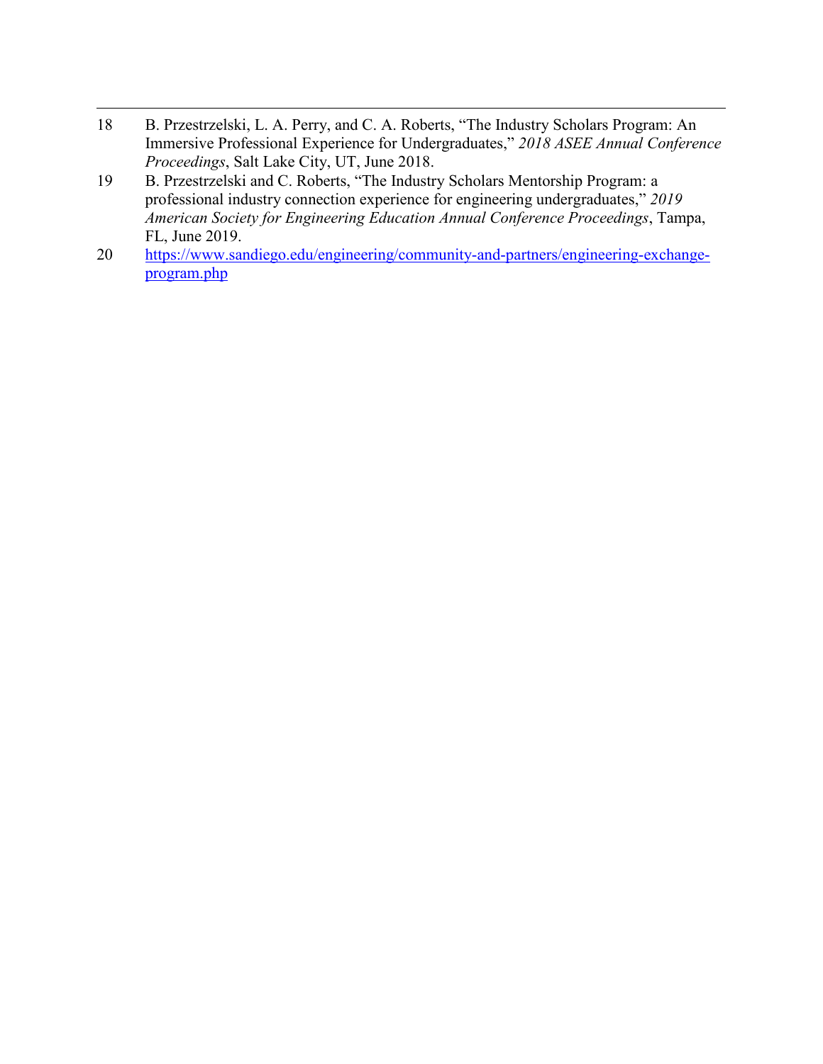18 B. Przestrzelski, L. A. Perry, and C. A. Roberts, “The Industry Scholars Program: An Immersive Professional Experience for Undergraduates,” *2018 ASEE Annual Conference Proceedings*, Salt Lake City, UT, June 2018.

19 B. Przestrzelski and C. Roberts, “The Industry Scholars Mentorship Program: a professional industry connection experience for engineering undergraduates,” *2019 American Society for Engineering Education Annual Conference Proceedings*, Tampa, FL, June 2019.

20 [https://www.sandiego.edu/engineering/community-and-partners/engineering-exchange-program.php](https://www.sandiego.edu/engineering/community-and-partners/engineering-exchange-program.php)